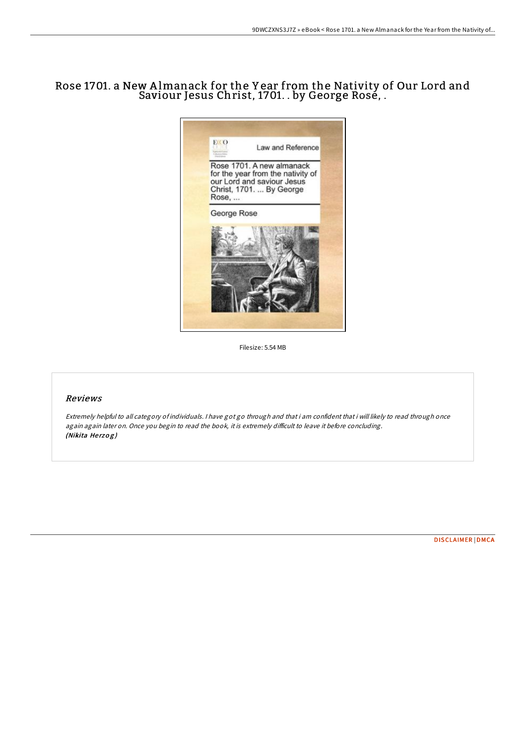# Rose 1701. a New Almanack for the Year from the Nativity of Our Lord and Saviour Jesus Christ, 1701. . by George Rose, .

Filesize: 5.54 MB

## Reviews

*Extremely helpful to all category of individuals. I have got go through and that i am confident that i will likely to read through once again again later on. Once you begin to read the book, it is extremely difficult to leave it before concluding.*
***(Nikita Herzog)***

DISCLAIMER | DMCA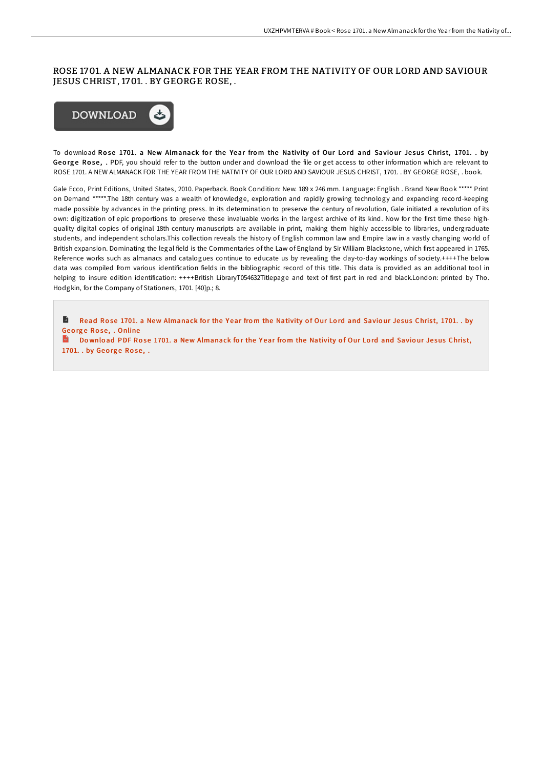# ROSE 1701. A NEW ALMANACK FOR THE YEAR FROM THE NATIVITY OF OUR LORD AND SAVIOUR JESUS CHRIST, 1701. . BY GEORGE ROSE, .

DOWNLOAD

To download **Rose 1701. a New Almanack for the Year from the Nativity of Our Lord and Saviour Jesus Christ, 1701. . by George Rose, .** PDF, you should refer to the button under and download the file or get access to other information which are relevant to ROSE 1701. A NEW ALMANACK FOR THE YEAR FROM THE NATIVITY OF OUR LORD AND SAVIOUR JESUS CHRIST, 1701. . BY GEORGE ROSE, . book.

Gale Ecco, Print Editions, United States, 2010. Paperback. Book Condition: New. 189 x 246 mm. Language: English . Brand New Book ***** Print on Demand *****.The 18th century was a wealth of knowledge, exploration and rapidly growing technology and expanding record-keeping made possible by advances in the printing press. In its determination to preserve the century of revolution, Gale initiated a revolution of its own: digitization of epic proportions to preserve these invaluable works in the largest archive of its kind. Now for the first time these high-quality digital copies of original 18th century manuscripts are available in print, making them highly accessible to libraries, undergraduate students, and independent scholars.This collection reveals the history of English common law and Empire law in a vastly changing world of British expansion. Dominating the legal field is the Commentaries of the Law of England by Sir William Blackstone, which first appeared in 1765. Reference works such as almanacs and catalogues continue to educate us by revealing the day-to-day workings of society.++++The below data was compiled from various identification fields in the bibliographic record of this title. This data is provided as an additional tool in helping to insure edition identification: ++++British LibraryT054632Titlepage and text of first part in red and black.London: printed by Tho. Hodgkin, for the Company of Stationers, 1701. [40]p.; 8.

- Read Rose 1701. a New Almanack for the Year from the Nativity of Our Lord and Saviour Jesus Christ, 1701. . by George Rose, . Online
- Download PDF Rose 1701. a New Almanack for the Year from the Nativity of Our Lord and Saviour Jesus Christ, 1701. . by George Rose, .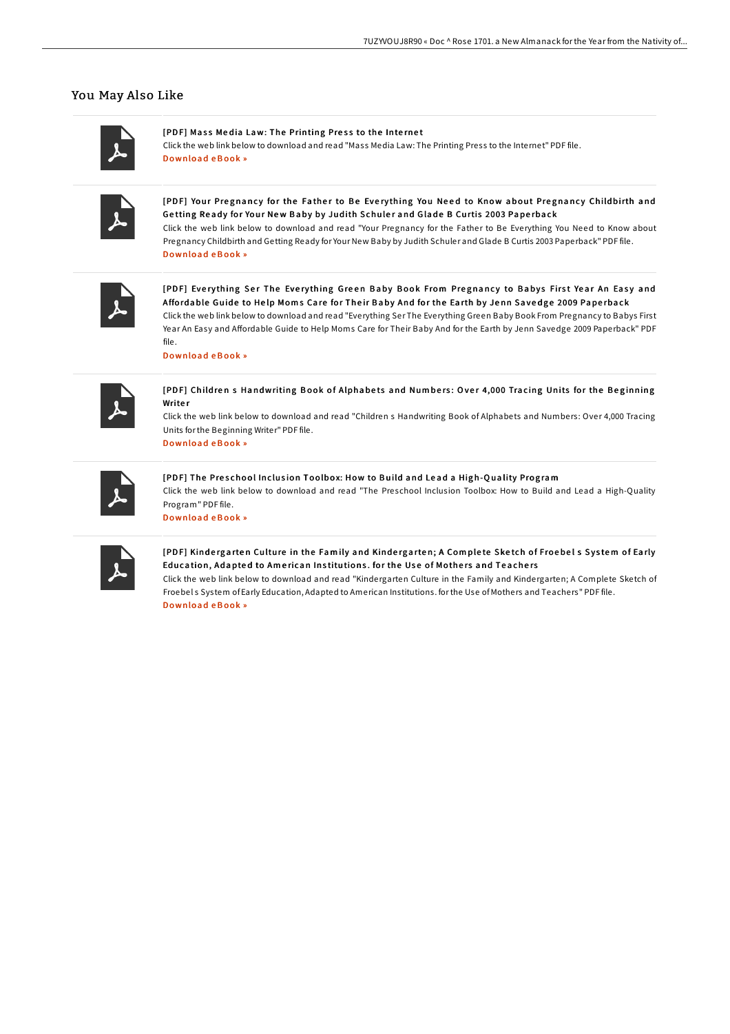## You May Also Like

**[PDF] Mass Media Law: The Printing Press to the Internet**
Click the web link below to download and read "Mass Media Law: The Printing Press to the Internet" PDF file.
Download eBook »

**[PDF] Your Pregnancy for the Father to Be Everything You Need to Know about Pregnancy Childbirth and Getting Ready for Your New Baby by Judith Schuler and Glade B Curtis 2003 Paperback**
Click the web link below to download and read "Your Pregnancy for the Father to Be Everything You Need to Know about Pregnancy Childbirth and Getting Ready for Your New Baby by Judith Schuler and Glade B Curtis 2003 Paperback" PDF file.
Download eBook »

**[PDF] Everything Ser The Everything Green Baby Book From Pregnancy to Babys First Year An Easy and Affordable Guide to Help Moms Care for Their Baby And for the Earth by Jenn Savedge 2009 Paperback**
Click the web link below to download and read "Everything Ser The Everything Green Baby Book From Pregnancy to Babys First Year An Easy and Affordable Guide to Help Moms Care for Their Baby And for the Earth by Jenn Savedge 2009 Paperback" PDF file.
Download eBook »

**[PDF] Children s Handwriting Book of Alphabets and Numbers: Over 4,000 Tracing Units for the Beginning Writer**
Click the web link below to download and read "Children s Handwriting Book of Alphabets and Numbers: Over 4,000 Tracing Units for the Beginning Writer" PDF file.
Download eBook »

**[PDF] The Preschool Inclusion Toolbox: How to Build and Lead a High-Quality Program**
Click the web link below to download and read "The Preschool Inclusion Toolbox: How to Build and Lead a High-Quality Program" PDF file.
Download eBook »

**[PDF] Kindergarten Culture in the Family and Kindergarten; A Complete Sketch of Froebel s System of Early Education, Adapted to American Institutions. for the Use of Mothers and Teachers**
Click the web link below to download and read "Kindergarten Culture in the Family and Kindergarten; A Complete Sketch of Froebel s System of Early Education, Adapted to American Institutions. for the Use of Mothers and Teachers" PDF file.
Download eBook »